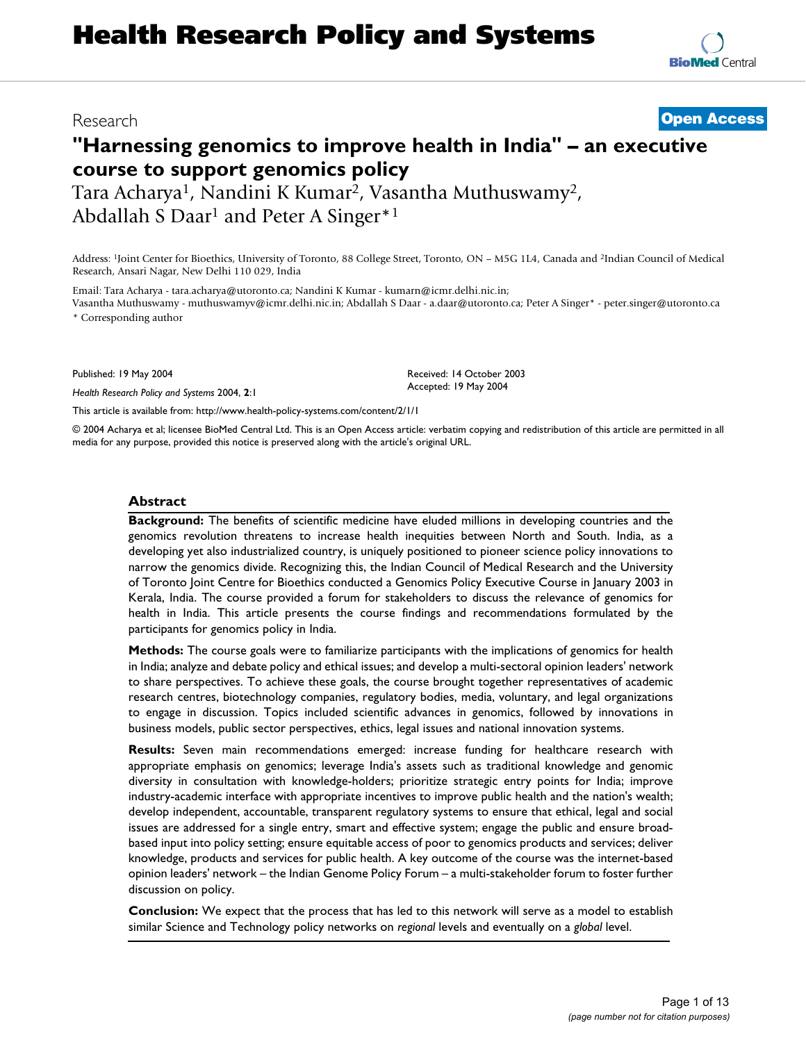Research

Open Access

# "Harnessing genomics to improve health in India" – an executive course to support genomics policy

Tara Acharya[1], Nandini K Kumar[2], Vasantha Muthuswamy[2], Abdallah S Daar[1] and Peter A Singer*[1]

Address: [1]Joint Center for Bioethics, University of Toronto, 88 College Street, Toronto, ON – M5G 1L4, Canada and [2]Indian Council of Medical Research, Ansari Nagar, New Delhi 110 029, India

Email: Tara Acharya - tara.acharya@utoronto.ca; Nandini K Kumar - kumarn@icmr.delhi.nic.in; Vasantha Muthuswamy - muthuswamyv@icmr.delhi.nic.in; Abdallah S Daar - a.daar@utoronto.ca; Peter A Singer* - peter.singer@utoronto.ca

* Corresponding author

Published: 19 May 2004

*Health Research Policy and Systems* 2004, **2**:1

Received: 14 October 2003
Accepted: 19 May 2004

This article is available from: http://www.health-policy-systems.com/content/2/1/1

© 2004 Acharya et al; licensee BioMed Central Ltd. This is an Open Access article: verbatim copying and redistribution of this article are permitted in all media for any purpose, provided this notice is preserved along with the article's original URL.

## Abstract

**Background:** The benefits of scientific medicine have eluded millions in developing countries and the genomics revolution threatens to increase health inequities between North and South. India, as a developing yet also industrialized country, is uniquely positioned to pioneer science policy innovations to narrow the genomics divide. Recognizing this, the Indian Council of Medical Research and the University of Toronto Joint Centre for Bioethics conducted a Genomics Policy Executive Course in January 2003 in Kerala, India. The course provided a forum for stakeholders to discuss the relevance of genomics for health in India. This article presents the course findings and recommendations formulated by the participants for genomics policy in India.

**Methods:** The course goals were to familiarize participants with the implications of genomics for health in India; analyze and debate policy and ethical issues; and develop a multi-sectoral opinion leaders' network to share perspectives. To achieve these goals, the course brought together representatives of academic research centres, biotechnology companies, regulatory bodies, media, voluntary, and legal organizations to engage in discussion. Topics included scientific advances in genomics, followed by innovations in business models, public sector perspectives, ethics, legal issues and national innovation systems.

**Results:** Seven main recommendations emerged: increase funding for healthcare research with appropriate emphasis on genomics; leverage India's assets such as traditional knowledge and genomic diversity in consultation with knowledge-holders; prioritize strategic entry points for India; improve industry-academic interface with appropriate incentives to improve public health and the nation's wealth; develop independent, accountable, transparent regulatory systems to ensure that ethical, legal and social issues are addressed for a single entry, smart and effective system; engage the public and ensure broad-based input into policy setting; ensure equitable access of poor to genomics products and services; deliver knowledge, products and services for public health. A key outcome of the course was the internet-based opinion leaders' network – the Indian Genome Policy Forum – a multi-stakeholder forum to foster further discussion on policy.

**Conclusion:** We expect that the process that has led to this network will serve as a model to establish similar Science and Technology policy networks on *regional* levels and eventually on a *global* level.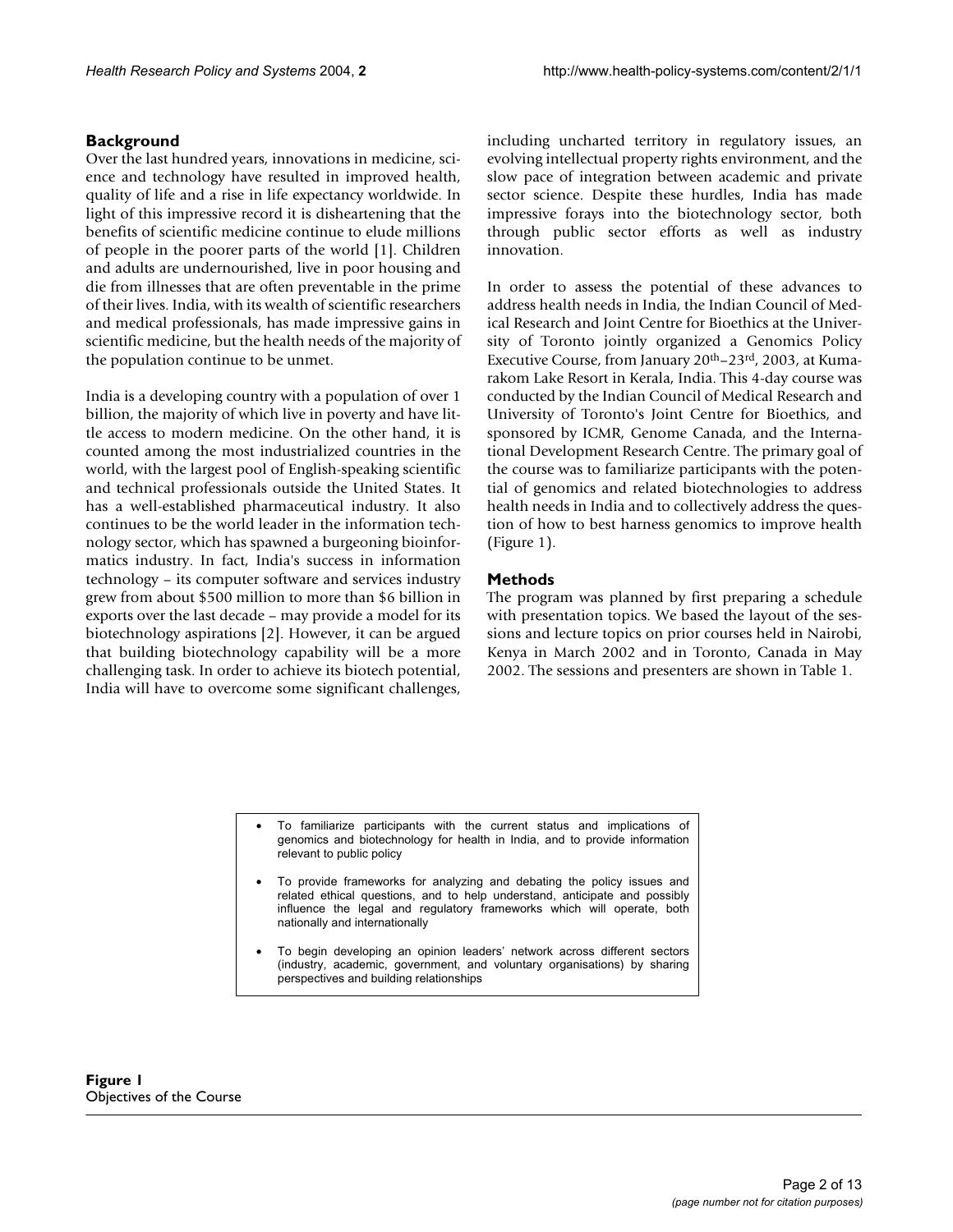## Background

Over the last hundred years, innovations in medicine, science and technology have resulted in improved health, quality of life and a rise in life expectancy worldwide. In light of this impressive record it is disheartening that the benefits of scientific medicine continue to elude millions of people in the poorer parts of the world [1]. Children and adults are undernourished, live in poor housing and die from illnesses that are often preventable in the prime of their lives. India, with its wealth of scientific researchers and medical professionals, has made impressive gains in scientific medicine, but the health needs of the majority of the population continue to be unmet.

India is a developing country with a population of over 1 billion, the majority of which live in poverty and have little access to modern medicine. On the other hand, it is counted among the most industrialized countries in the world, with the largest pool of English-speaking scientific and technical professionals outside the United States. It has a well-established pharmaceutical industry. It also continues to be the world leader in the information technology sector, which has spawned a burgeoning bioinformatics industry. In fact, India's success in information technology – its computer software and services industry grew from about $500 million to more than $6 billion in exports over the last decade – may provide a model for its biotechnology aspirations [2]. However, it can be argued that building biotechnology capability will be a more challenging task. In order to achieve its biotech potential, India will have to overcome some significant challenges, including uncharted territory in regulatory issues, an evolving intellectual property rights environment, and the slow pace of integration between academic and private sector science. Despite these hurdles, India has made impressive forays into the biotechnology sector, both through public sector efforts as well as industry innovation.

In order to assess the potential of these advances to address health needs in India, the Indian Council of Medical Research and Joint Centre for Bioethics at the University of Toronto jointly organized a Genomics Policy Executive Course, from January 20th–23rd, 2003, at Kumarakom Lake Resort in Kerala, India. This 4-day course was conducted by the Indian Council of Medical Research and University of Toronto's Joint Centre for Bioethics, and sponsored by ICMR, Genome Canada, and the International Development Research Centre. The primary goal of the course was to familiarize participants with the potential of genomics and related biotechnologies to address health needs in India and to collectively address the question of how to best harness genomics to improve health (Figure 1).

## Methods

The program was planned by first preparing a schedule with presentation topics. We based the layout of the sessions and lecture topics on prior courses held in Nairobi, Kenya in March 2002 and in Toronto, Canada in May 2002. The sessions and presenters are shown in Table 1.

- To familiarize participants with the current status and implications of genomics and biotechnology for health in India, and to provide information relevant to public policy
- To provide frameworks for analyzing and debating the policy issues and related ethical questions, and to help understand, anticipate and possibly influence the legal and regulatory frameworks which will operate, both nationally and internationally
- To begin developing an opinion leaders' network across different sectors (industry, academic, government, and voluntary organisations) by sharing perspectives and building relationships

**Figure 1**
Objectives of the Course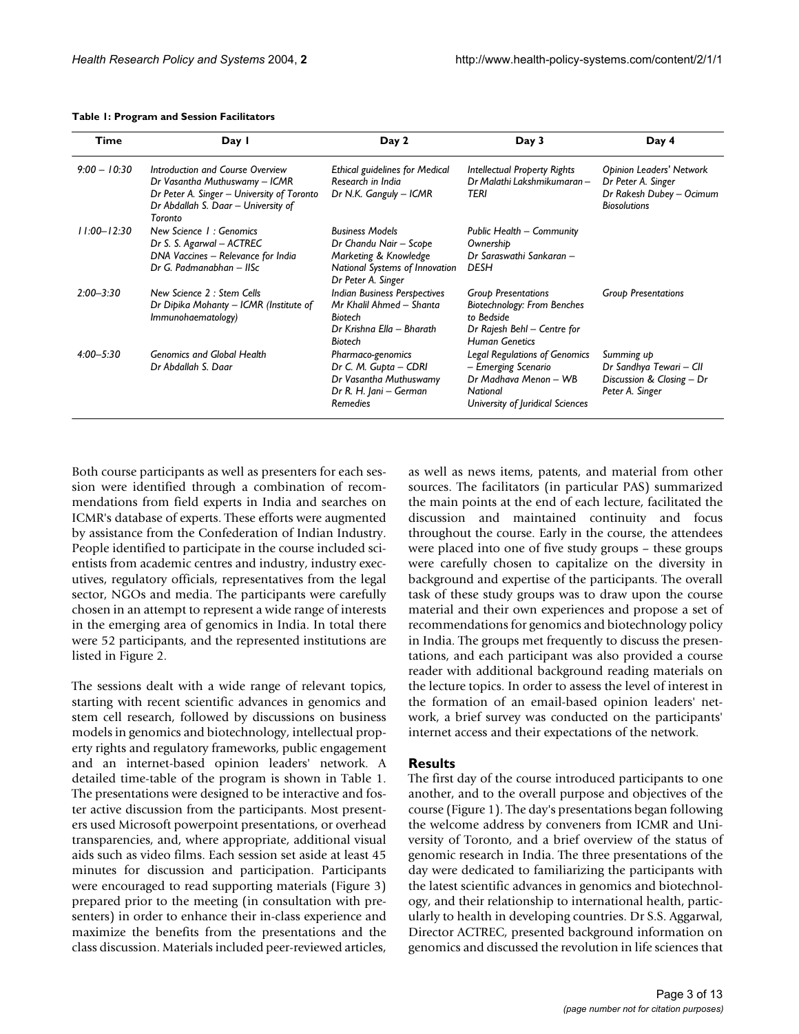**Table 1: Program and Session Facilitators**

| Time | Day 1 | Day 2 | Day 3 | Day 4 |
| --- | --- | --- | --- | --- |
| *9:00 – 10:30* | *Introduction and Course Overview Dr Vasantha Muthuswamy – ICMR Dr Peter A. Singer – University of Toronto Dr Abdallah S. Daar – University of Toronto* | *Ethical guidelines for Medical Research in India Dr N.K. Ganguly – ICMR* | *Intellectual Property Rights Dr Malathi Lakshmikumaran – TERI* | *Opinion Leaders' Network Dr Peter A. Singer Dr Rakesh Dubey – Ocimum Biosolutions* |
| *11:00–12:30* | *New Science 1 : Genomics Dr S. S. Agarwal – ACTREC DNA Vaccines – Relevance for India Dr G. Padmanabhan – IISc* | *Business Models Dr Chandu Nair – Scope Marketing & Knowledge National Systems of Innovation Dr Peter A. Singer* | *Public Health – Community Ownership Dr Saraswathi Sankaran – DESH* | |
| *2:00–3:30* | *New Science 2 : Stem Cells Dr Dipika Mohanty – ICMR (Institute of Immunohaematology)* | *Indian Business Perspectives Mr Khalil Ahmed – Shanta Biotech Dr Krishna Ella – Bharath Biotech* | *Group Presentations Biotechnology: From Benches to Bedside Dr Rajesh Behl – Centre for Human Genetics* | *Group Presentations* |
| *4:00–5:30* | *Genomics and Global Health Dr Abdallah S. Daar* | *Pharmaco-genomics Dr C. M. Gupta – CDRI Dr Vasantha Muthuswamy Dr R. H. Jani – German Remedies* | *Legal Regulations of Genomics – Emerging Scenario Dr Madhava Menon – WB National University of Juridical Sciences* | *Summing up Dr Sandhya Tewari – CII Discussion & Closing – Dr Peter A. Singer* |

Both course participants as well as presenters for each session were identified through a combination of recommendations from field experts in India and searches on ICMR's database of experts. These efforts were augmented by assistance from the Confederation of Indian Industry. People identified to participate in the course included scientists from academic centres and industry, industry executives, regulatory officials, representatives from the legal sector, NGOs and media. The participants were carefully chosen in an attempt to represent a wide range of interests in the emerging area of genomics in India. In total there were 52 participants, and the represented institutions are listed in Figure 2.

The sessions dealt with a wide range of relevant topics, starting with recent scientific advances in genomics and stem cell research, followed by discussions on business models in genomics and biotechnology, intellectual property rights and regulatory frameworks, public engagement and an internet-based opinion leaders' network. A detailed time-table of the program is shown in Table 1. The presentations were designed to be interactive and foster active discussion from the participants. Most presenters used Microsoft powerpoint presentations, or overhead transparencies, and, where appropriate, additional visual aids such as video films. Each session set aside at least 45 minutes for discussion and participation. Participants were encouraged to read supporting materials (Figure 3) prepared prior to the meeting (in consultation with presenters) in order to enhance their in-class experience and maximize the benefits from the presentations and the class discussion. Materials included peer-reviewed articles, as well as news items, patents, and material from other sources. The facilitators (in particular PAS) summarized the main points at the end of each lecture, facilitated the discussion and maintained continuity and focus throughout the course. Early in the course, the attendees were placed into one of five study groups – these groups were carefully chosen to capitalize on the diversity in background and expertise of the participants. The overall task of these study groups was to draw upon the course material and their own experiences and propose a set of recommendations for genomics and biotechnology policy in India. The groups met frequently to discuss the presentations, and each participant was also provided a course reader with additional background reading materials on the lecture topics. In order to assess the level of interest in the formation of an email-based opinion leaders' network, a brief survey was conducted on the participants' internet access and their expectations of the network.

## Results

The first day of the course introduced participants to one another, and to the overall purpose and objectives of the course (Figure 1). The day's presentations began following the welcome address by conveners from ICMR and University of Toronto, and a brief overview of the status of genomic research in India. The three presentations of the day were dedicated to familiarizing the participants with the latest scientific advances in genomics and biotechnology, and their relationship to international health, particularly to health in developing countries. Dr S.S. Aggarwal, Director ACTREC, presented background information on genomics and discussed the revolution in life sciences that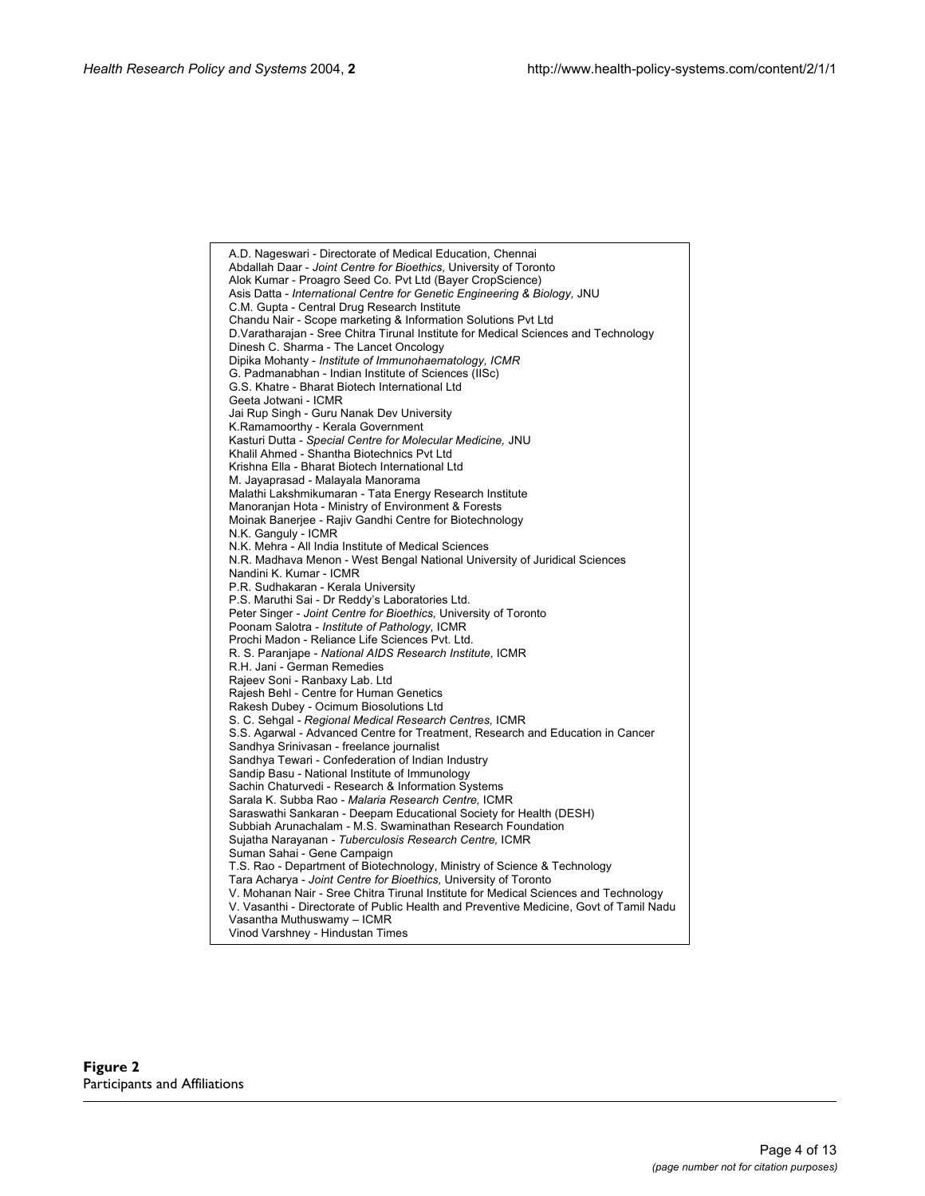A.D. Nageswari - Directorate of Medical Education, Chennai
Abdallah Daar - *Joint Centre for Bioethics*, University of Toronto
Alok Kumar - Proagro Seed Co. Pvt Ltd (Bayer CropScience)
Asis Datta - *International Centre for Genetic Engineering & Biology,* JNU
C.M. Gupta - Central Drug Research Institute
Chandu Nair - Scope marketing & Information Solutions Pvt Ltd
D.Varatharajan - Sree Chitra Tirunal Institute for Medical Sciences and Technology
Dinesh C. Sharma - The Lancet Oncology
Dipika Mohanty - *Institute of Immunohaematology, ICMR*
G. Padmanabhan - Indian Institute of Sciences (IISc)
G.S. Khatre - Bharat Biotech International Ltd
Geeta Jotwani - ICMR
Jai Rup Singh - Guru Nanak Dev University
K.Ramamoorthy - Kerala Government
Kasturi Dutta - *Special Centre for Molecular Medicine,* JNU
Khalil Ahmed - Shantha Biotechnics Pvt Ltd
Krishna Ella - Bharat Biotech International Ltd
M. Jayaprasad - Malayala Manorama
Malathi Lakshmikumaran - Tata Energy Research Institute
Manoranjan Hota - Ministry of Environment & Forests
Moinak Banerjee - Rajiv Gandhi Centre for Biotechnology
N.K. Ganguly - ICMR
N.K. Mehra - All India Institute of Medical Sciences
N.R. Madhava Menon - West Bengal National University of Juridical Sciences
Nandini K. Kumar - ICMR
P.R. Sudhakaran - Kerala University
P.S. Maruthi Sai - Dr Reddy's Laboratories Ltd.
Peter Singer - *Joint Centre for Bioethics,* University of Toronto
Poonam Salotra - *Institute of Pathology,* ICMR
Prochi Madon - Reliance Life Sciences Pvt. Ltd.
R. S. Paranjape - *National AIDS Research Institute,* ICMR
R.H. Jani - German Remedies
Rajeev Soni - Ranbaxy Lab. Ltd
Rajesh Behl - Centre for Human Genetics
Rakesh Dubey - Ocimum Biosolutions Ltd
S. C. Sehgal - *Regional Medical Research Centres,* ICMR
S.S. Agarwal - Advanced Centre for Treatment, Research and Education in Cancer
Sandhya Srinivasan - freelance journalist
Sandhya Tewari - Confederation of Indian Industry
Sandip Basu - National Institute of Immunology
Sachin Chaturvedi - Research & Information Systems
Sarala K. Subba Rao - *Malaria Research Centre,* ICMR
Saraswathi Sankaran - Deepam Educational Society for Health (DESH)
Subbiah Arunachalam - M.S. Swaminathan Research Foundation
Sujatha Narayanan - *Tuberculosis Research Centre,* ICMR
Suman Sahai - Gene Campaign
T.S. Rao - Department of Biotechnology, Ministry of Science & Technology
Tara Acharya - *Joint Centre for Bioethics,* University of Toronto
V. Mohanan Nair - Sree Chitra Tirunal Institute for Medical Sciences and Technology
V. Vasanthi - Directorate of Public Health and Preventive Medicine, Govt of Tamil Nadu
Vasantha Muthuswamy – ICMR
Vinod Varshney - Hindustan Times

**Figure 2**
Participants and Affiliations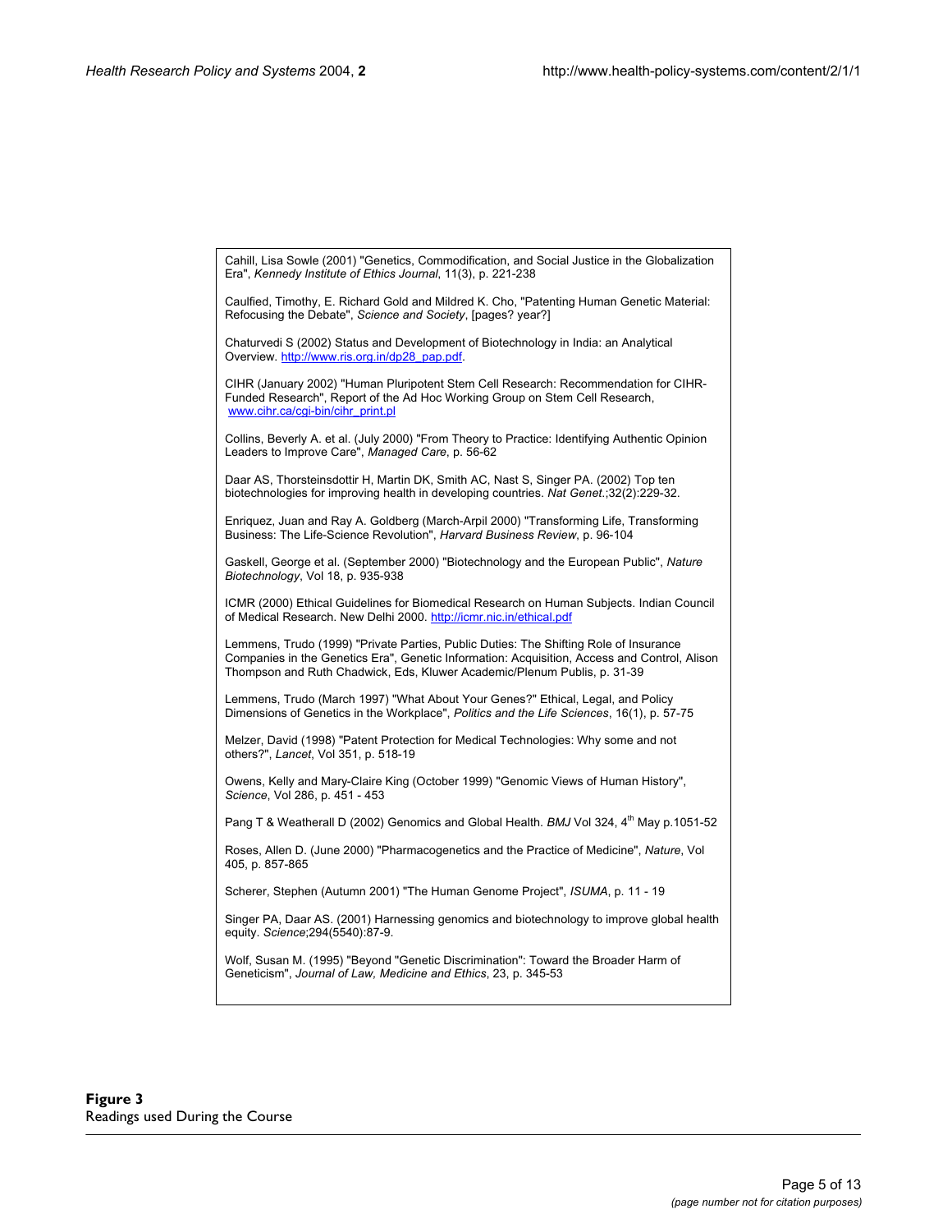Cahill, Lisa Sowle (2001) "Genetics, Commodification, and Social Justice in the Globalization Era", *Kennedy Institute of Ethics Journal*, 11(3), p. 221-238

Caulfied, Timothy, E. Richard Gold and Mildred K. Cho, "Patenting Human Genetic Material: Refocusing the Debate", *Science and Society*, [pages? year?]

Chaturvedi S (2002) Status and Development of Biotechnology in India: an Analytical Overview. http://www.ris.org.in/dp28_pap.pdf.

CIHR (January 2002) "Human Pluripotent Stem Cell Research: Recommendation for CIHR-Funded Research", Report of the Ad Hoc Working Group on Stem Cell Research, www.cihr.ca/cgi-bin/cihr_print.pl

Collins, Beverly A. et al. (July 2000) "From Theory to Practice: Identifying Authentic Opinion Leaders to Improve Care", *Managed Care*, p. 56-62

Daar AS, Thorsteinsdottir H, Martin DK, Smith AC, Nast S, Singer PA. (2002) Top ten biotechnologies for improving health in developing countries. *Nat Genet.*;32(2):229-32.

Enriquez, Juan and Ray A. Goldberg (March-Arpil 2000) "Transforming Life, Transforming Business: The Life-Science Revolution", *Harvard Business Review*, p. 96-104

Gaskell, George et al. (September 2000) "Biotechnology and the European Public", *Nature Biotechnology*, Vol 18, p. 935-938

ICMR (2000) Ethical Guidelines for Biomedical Research on Human Subjects. Indian Council of Medical Research. New Delhi 2000. http://icmr.nic.in/ethical.pdf

Lemmens, Trudo (1999) "Private Parties, Public Duties: The Shifting Role of Insurance Companies in the Genetics Era", Genetic Information: Acquisition, Access and Control, Alison Thompson and Ruth Chadwick, Eds, Kluwer Academic/Plenum Publis, p. 31-39

Lemmens, Trudo (March 1997) "What About Your Genes?" Ethical, Legal, and Policy Dimensions of Genetics in the Workplace", *Politics and the Life Sciences*, 16(1), p. 57-75

Melzer, David (1998) "Patent Protection for Medical Technologies: Why some and not others?", *Lancet*, Vol 351, p. 518-19

Owens, Kelly and Mary-Claire King (October 1999) "Genomic Views of Human History", *Science*, Vol 286, p. 451 - 453

Pang T & Weatherall D (2002) Genomics and Global Health. *BMJ* Vol 324, 4th May p.1051-52

Roses, Allen D. (June 2000) "Pharmacogenetics and the Practice of Medicine", *Nature*, Vol 405, p. 857-865

Scherer, Stephen (Autumn 2001) "The Human Genome Project", *ISUMA*, p. 11 - 19

Singer PA, Daar AS. (2001) Harnessing genomics and biotechnology to improve global health equity. *Science*;294(5540):87-9.

Wolf, Susan M. (1995) "Beyond "Genetic Discrimination": Toward the Broader Harm of Geneticism", *Journal of Law, Medicine and Ethics*, 23, p. 345-53

**Figure 3**
Readings used During the Course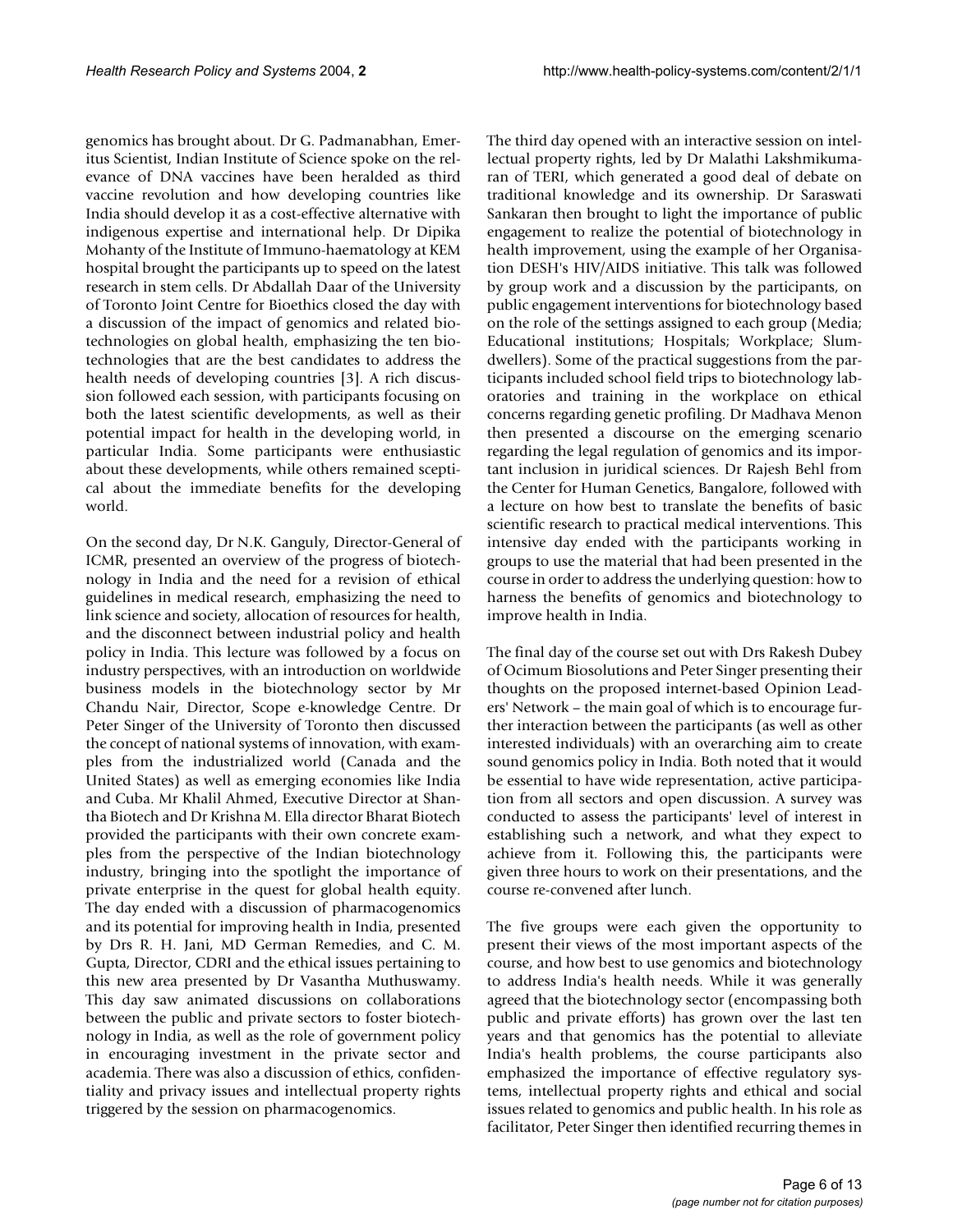genomics has brought about. Dr G. Padmanabhan, Emeritus Scientist, Indian Institute of Science spoke on the relevance of DNA vaccines have been heralded as third vaccine revolution and how developing countries like India should develop it as a cost-effective alternative with indigenous expertise and international help. Dr Dipika Mohanty of the Institute of Immuno-haematology at KEM hospital brought the participants up to speed on the latest research in stem cells. Dr Abdallah Daar of the University of Toronto Joint Centre for Bioethics closed the day with a discussion of the impact of genomics and related biotechnologies on global health, emphasizing the ten biotechnologies that are the best candidates to address the health needs of developing countries [3]. A rich discussion followed each session, with participants focusing on both the latest scientific developments, as well as their potential impact for health in the developing world, in particular India. Some participants were enthusiastic about these developments, while others remained sceptical about the immediate benefits for the developing world.

On the second day, Dr N.K. Ganguly, Director-General of ICMR, presented an overview of the progress of biotechnology in India and the need for a revision of ethical guidelines in medical research, emphasizing the need to link science and society, allocation of resources for health, and the disconnect between industrial policy and health policy in India. This lecture was followed by a focus on industry perspectives, with an introduction on worldwide business models in the biotechnology sector by Mr Chandu Nair, Director, Scope e-knowledge Centre. Dr Peter Singer of the University of Toronto then discussed the concept of national systems of innovation, with examples from the industrialized world (Canada and the United States) as well as emerging economies like India and Cuba. Mr Khalil Ahmed, Executive Director at Shantha Biotech and Dr Krishna M. Ella director Bharat Biotech provided the participants with their own concrete examples from the perspective of the Indian biotechnology industry, bringing into the spotlight the importance of private enterprise in the quest for global health equity. The day ended with a discussion of pharmacogenomics and its potential for improving health in India, presented by Drs R. H. Jani, MD German Remedies, and C. M. Gupta, Director, CDRI and the ethical issues pertaining to this new area presented by Dr Vasantha Muthuswamy. This day saw animated discussions on collaborations between the public and private sectors to foster biotechnology in India, as well as the role of government policy in encouraging investment in the private sector and academia. There was also a discussion of ethics, confidentiality and privacy issues and intellectual property rights triggered by the session on pharmacogenomics.

The third day opened with an interactive session on intellectual property rights, led by Dr Malathi Lakshmikumaran of TERI, which generated a good deal of debate on traditional knowledge and its ownership. Dr Saraswati Sankaran then brought to light the importance of public engagement to realize the potential of biotechnology in health improvement, using the example of her Organisation DESH's HIV/AIDS initiative. This talk was followed by group work and a discussion by the participants, on public engagement interventions for biotechnology based on the role of the settings assigned to each group (Media; Educational institutions; Hospitals; Workplace; Slum-dwellers). Some of the practical suggestions from the participants included school field trips to biotechnology laboratories and training in the workplace on ethical concerns regarding genetic profiling. Dr Madhava Menon then presented a discourse on the emerging scenario regarding the legal regulation of genomics and its important inclusion in juridical sciences. Dr Rajesh Behl from the Center for Human Genetics, Bangalore, followed with a lecture on how best to translate the benefits of basic scientific research to practical medical interventions. This intensive day ended with the participants working in groups to use the material that had been presented in the course in order to address the underlying question: how to harness the benefits of genomics and biotechnology to improve health in India.

The final day of the course set out with Drs Rakesh Dubey of Ocimum Biosolutions and Peter Singer presenting their thoughts on the proposed internet-based Opinion Leaders' Network – the main goal of which is to encourage further interaction between the participants (as well as other interested individuals) with an overarching aim to create sound genomics policy in India. Both noted that it would be essential to have wide representation, active participation from all sectors and open discussion. A survey was conducted to assess the participants' level of interest in establishing such a network, and what they expect to achieve from it. Following this, the participants were given three hours to work on their presentations, and the course re-convened after lunch.

The five groups were each given the opportunity to present their views of the most important aspects of the course, and how best to use genomics and biotechnology to address India's health needs. While it was generally agreed that the biotechnology sector (encompassing both public and private efforts) has grown over the last ten years and that genomics has the potential to alleviate India's health problems, the course participants also emphasized the importance of effective regulatory systems, intellectual property rights and ethical and social issues related to genomics and public health. In his role as facilitator, Peter Singer then identified recurring themes in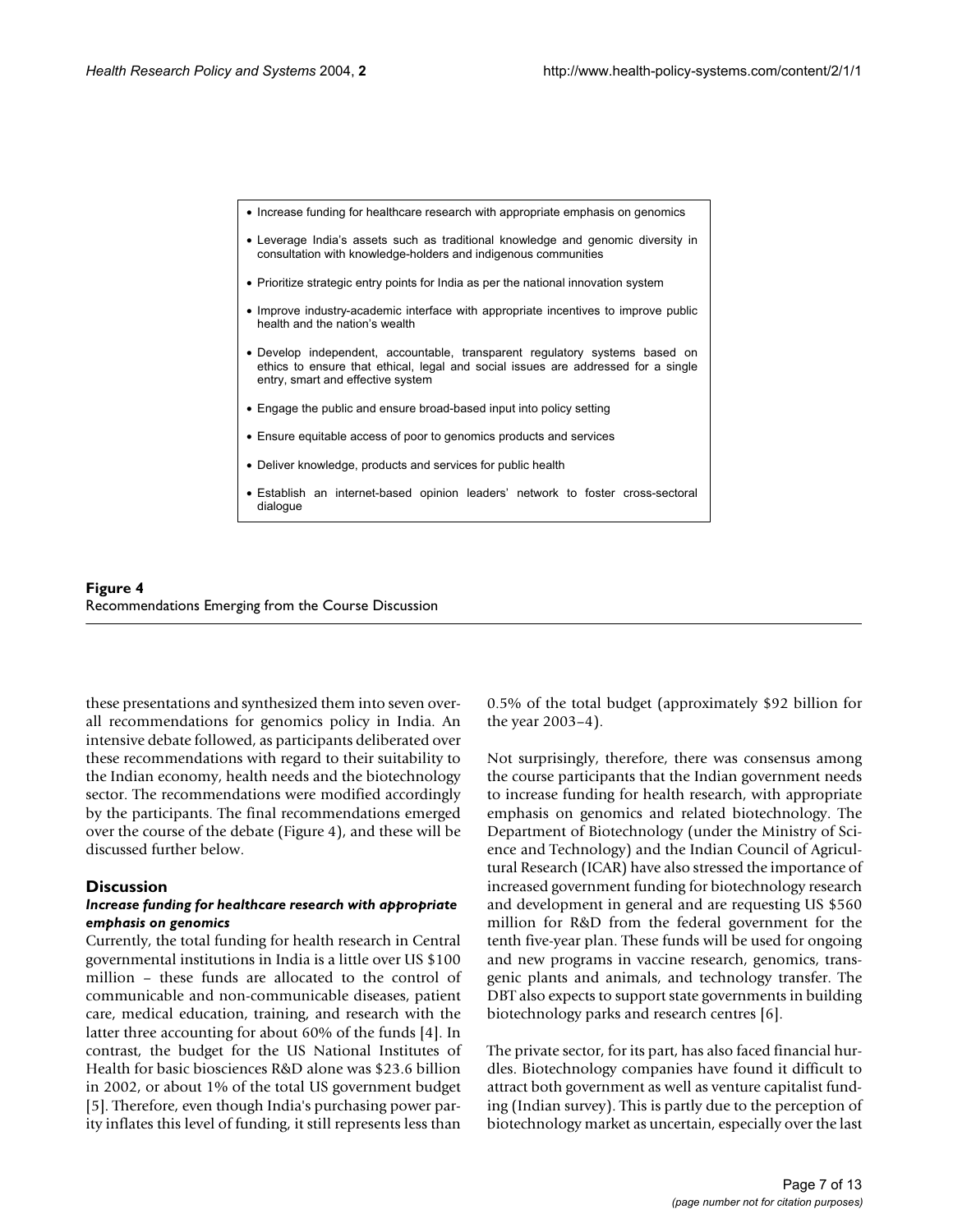- Increase funding for healthcare research with appropriate emphasis on genomics
- Leverage India's assets such as traditional knowledge and genomic diversity in consultation with knowledge-holders and indigenous communities
- Prioritize strategic entry points for India as per the national innovation system
- Improve industry-academic interface with appropriate incentives to improve public health and the nation's wealth
- Develop independent, accountable, transparent regulatory systems based on ethics to ensure that ethical, legal and social issues are addressed for a single entry, smart and effective system
- Engage the public and ensure broad-based input into policy setting
- Ensure equitable access of poor to genomics products and services
- Deliver knowledge, products and services for public health
- Establish an internet-based opinion leaders' network to foster cross-sectoral dialogue

**Figure 4**
Recommendations Emerging from the Course Discussion

these presentations and synthesized them into seven overall recommendations for genomics policy in India. An intensive debate followed, as participants deliberated over these recommendations with regard to their suitability to the Indian economy, health needs and the biotechnology sector. The recommendations were modified accordingly by the participants. The final recommendations emerged over the course of the debate (Figure 4), and these will be discussed further below.

## Discussion

### *Increase funding for healthcare research with appropriate emphasis on genomics*

Currently, the total funding for health research in Central governmental institutions in India is a little over US $100 million – these funds are allocated to the control of communicable and non-communicable diseases, patient care, medical education, training, and research with the latter three accounting for about 60% of the funds [4]. In contrast, the budget for the US National Institutes of Health for basic biosciences R&D alone was $23.6 billion in 2002, or about 1% of the total US government budget [5]. Therefore, even though India's purchasing power parity inflates this level of funding, it still represents less than 0.5% of the total budget (approximately $92 billion for the year 2003–4).

Not surprisingly, therefore, there was consensus among the course participants that the Indian government needs to increase funding for health research, with appropriate emphasis on genomics and related biotechnology. The Department of Biotechnology (under the Ministry of Science and Technology) and the Indian Council of Agricultural Research (ICAR) have also stressed the importance of increased government funding for biotechnology research and development in general and are requesting US $560 million for R&D from the federal government for the tenth five-year plan. These funds will be used for ongoing and new programs in vaccine research, genomics, transgenic plants and animals, and technology transfer. The DBT also expects to support state governments in building biotechnology parks and research centres [6].

The private sector, for its part, has also faced financial hurdles. Biotechnology companies have found it difficult to attract both government as well as venture capitalist funding (Indian survey). This is partly due to the perception of biotechnology market as uncertain, especially over the last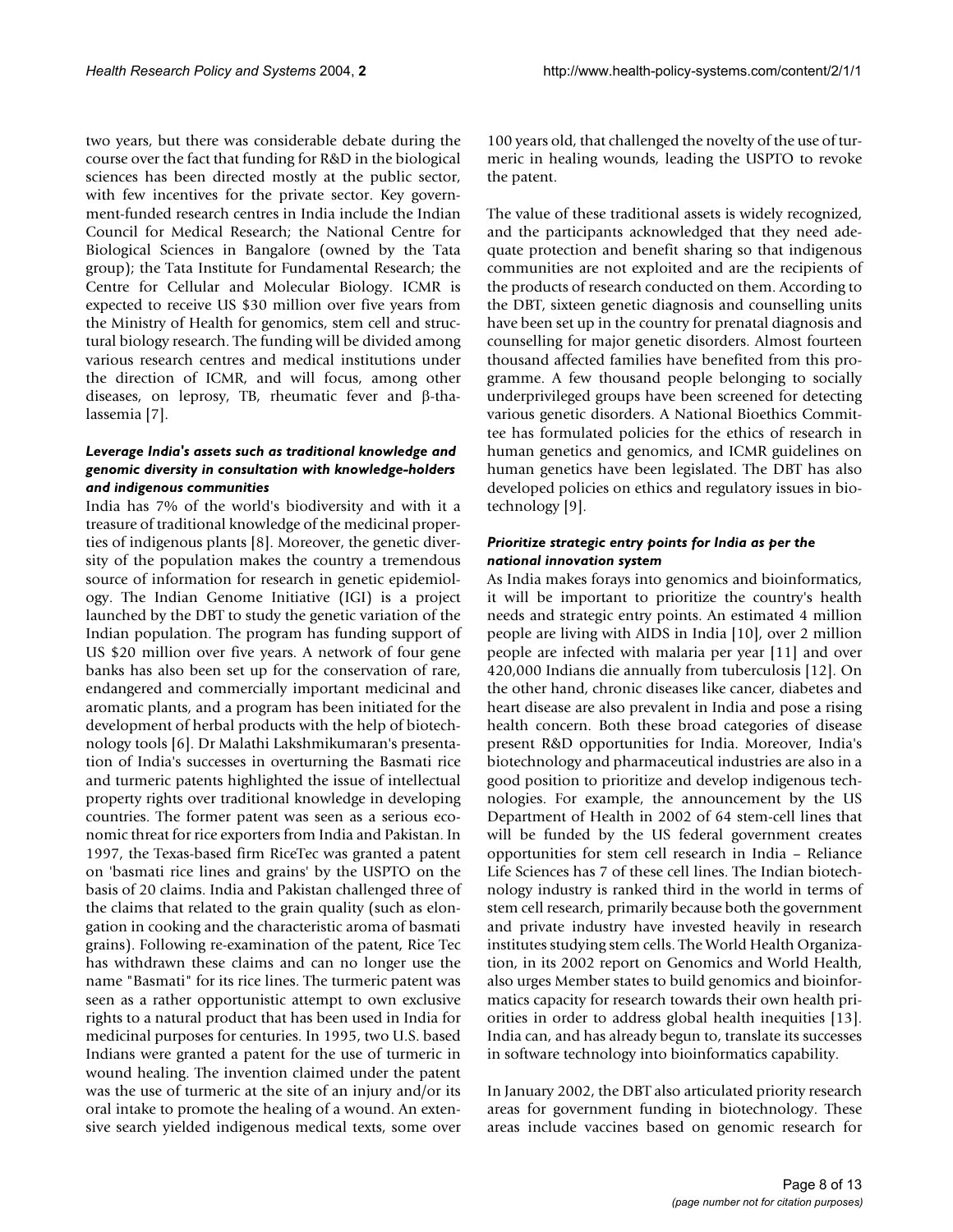two years, but there was considerable debate during the course over the fact that funding for R&D in the biological sciences has been directed mostly at the public sector, with few incentives for the private sector. Key government-funded research centres in India include the Indian Council for Medical Research; the National Centre for Biological Sciences in Bangalore (owned by the Tata group); the Tata Institute for Fundamental Research; the Centre for Cellular and Molecular Biology. ICMR is expected to receive US $30 million over five years from the Ministry of Health for genomics, stem cell and structural biology research. The funding will be divided among various research centres and medical institutions under the direction of ICMR, and will focus, among other diseases, on leprosy, TB, rheumatic fever and β-thalassemia [7].

#### *Leverage India's assets such as traditional knowledge and genomic diversity in consultation with knowledge-holders and indigenous communities*

India has 7% of the world's biodiversity and with it a treasure of traditional knowledge of the medicinal properties of indigenous plants [8]. Moreover, the genetic diversity of the population makes the country a tremendous source of information for research in genetic epidemiology. The Indian Genome Initiative (IGI) is a project launched by the DBT to study the genetic variation of the Indian population. The program has funding support of US $20 million over five years. A network of four gene banks has also been set up for the conservation of rare, endangered and commercially important medicinal and aromatic plants, and a program has been initiated for the development of herbal products with the help of biotechnology tools [6]. Dr Malathi Lakshmikumaran's presentation of India's successes in overturning the Basmati rice and turmeric patents highlighted the issue of intellectual property rights over traditional knowledge in developing countries. The former patent was seen as a serious economic threat for rice exporters from India and Pakistan. In 1997, the Texas-based firm RiceTec was granted a patent on 'basmati rice lines and grains' by the USPTO on the basis of 20 claims. India and Pakistan challenged three of the claims that related to the grain quality (such as elongation in cooking and the characteristic aroma of basmati grains). Following re-examination of the patent, Rice Tec has withdrawn these claims and can no longer use the name "Basmati" for its rice lines. The turmeric patent was seen as a rather opportunistic attempt to own exclusive rights to a natural product that has been used in India for medicinal purposes for centuries. In 1995, two U.S. based Indians were granted a patent for the use of turmeric in wound healing. The invention claimed under the patent was the use of turmeric at the site of an injury and/or its oral intake to promote the healing of a wound. An extensive search yielded indigenous medical texts, some over 100 years old, that challenged the novelty of the use of turmeric in healing wounds, leading the USPTO to revoke the patent.

The value of these traditional assets is widely recognized, and the participants acknowledged that they need adequate protection and benefit sharing so that indigenous communities are not exploited and are the recipients of the products of research conducted on them. According to the DBT, sixteen genetic diagnosis and counselling units have been set up in the country for prenatal diagnosis and counselling for major genetic disorders. Almost fourteen thousand affected families have benefited from this programme. A few thousand people belonging to socially underprivileged groups have been screened for detecting various genetic disorders. A National Bioethics Committee has formulated policies for the ethics of research in human genetics and genomics, and ICMR guidelines on human genetics have been legislated. The DBT has also developed policies on ethics and regulatory issues in biotechnology [9].

#### *Prioritize strategic entry points for India as per the national innovation system*

As India makes forays into genomics and bioinformatics, it will be important to prioritize the country's health needs and strategic entry points. An estimated 4 million people are living with AIDS in India [10], over 2 million people are infected with malaria per year [11] and over 420,000 Indians die annually from tuberculosis [12]. On the other hand, chronic diseases like cancer, diabetes and heart disease are also prevalent in India and pose a rising health concern. Both these broad categories of disease present R&D opportunities for India. Moreover, India's biotechnology and pharmaceutical industries are also in a good position to prioritize and develop indigenous technologies. For example, the announcement by the US Department of Health in 2002 of 64 stem-cell lines that will be funded by the US federal government creates opportunities for stem cell research in India – Reliance Life Sciences has 7 of these cell lines. The Indian biotechnology industry is ranked third in the world in terms of stem cell research, primarily because both the government and private industry have invested heavily in research institutes studying stem cells. The World Health Organization, in its 2002 report on Genomics and World Health, also urges Member states to build genomics and bioinformatics capacity for research towards their own health priorities in order to address global health inequities [13]. India can, and has already begun to, translate its successes in software technology into bioinformatics capability.

In January 2002, the DBT also articulated priority research areas for government funding in biotechnology. These areas include vaccines based on genomic research for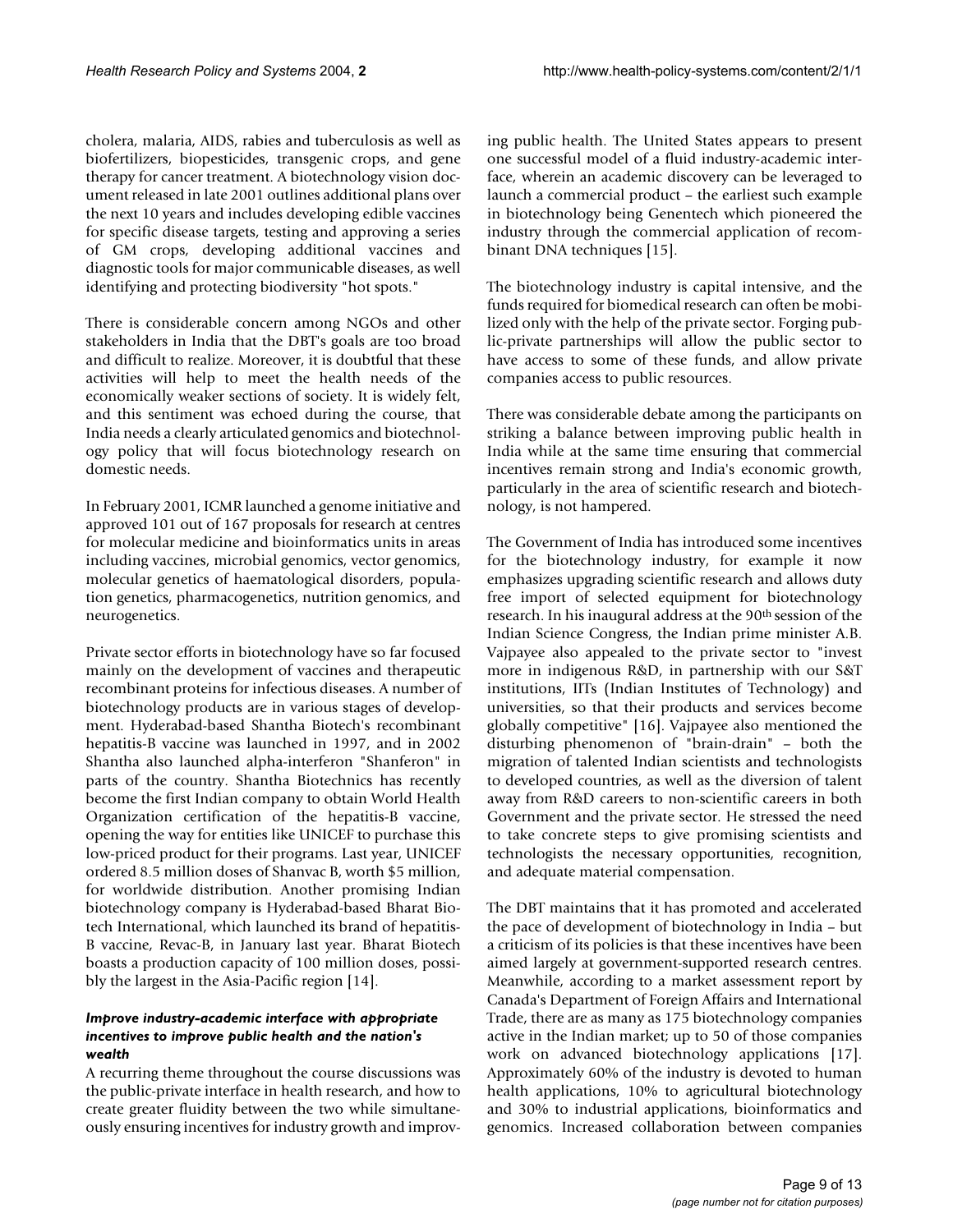cholera, malaria, AIDS, rabies and tuberculosis as well as biofertilizers, biopesticides, transgenic crops, and gene therapy for cancer treatment. A biotechnology vision document released in late 2001 outlines additional plans over the next 10 years and includes developing edible vaccines for specific disease targets, testing and approving a series of GM crops, developing additional vaccines and diagnostic tools for major communicable diseases, as well identifying and protecting biodiversity "hot spots."

There is considerable concern among NGOs and other stakeholders in India that the DBT's goals are too broad and difficult to realize. Moreover, it is doubtful that these activities will help to meet the health needs of the economically weaker sections of society. It is widely felt, and this sentiment was echoed during the course, that India needs a clearly articulated genomics and biotechnology policy that will focus biotechnology research on domestic needs.

In February 2001, ICMR launched a genome initiative and approved 101 out of 167 proposals for research at centres for molecular medicine and bioinformatics units in areas including vaccines, microbial genomics, vector genomics, molecular genetics of haematological disorders, population genetics, pharmacogenetics, nutrition genomics, and neurogenetics.

Private sector efforts in biotechnology have so far focused mainly on the development of vaccines and therapeutic recombinant proteins for infectious diseases. A number of biotechnology products are in various stages of development. Hyderabad-based Shantha Biotech's recombinant hepatitis-B vaccine was launched in 1997, and in 2002 Shantha also launched alpha-interferon "Shanferon" in parts of the country. Shantha Biotechnics has recently become the first Indian company to obtain World Health Organization certification of the hepatitis-B vaccine, opening the way for entities like UNICEF to purchase this low-priced product for their programs. Last year, UNICEF ordered 8.5 million doses of Shanvac B, worth $5 million, for worldwide distribution. Another promising Indian biotechnology company is Hyderabad-based Bharat Biotech International, which launched its brand of hepatitis-B vaccine, Revac-B, in January last year. Bharat Biotech boasts a production capacity of 100 million doses, possibly the largest in the Asia-Pacific region [14].

### *Improve industry-academic interface with appropriate incentives to improve public health and the nation's wealth*

A recurring theme throughout the course discussions was the public-private interface in health research, and how to create greater fluidity between the two while simultaneously ensuring incentives for industry growth and improving public health. The United States appears to present one successful model of a fluid industry-academic interface, wherein an academic discovery can be leveraged to launch a commercial product – the earliest such example in biotechnology being Genentech which pioneered the industry through the commercial application of recombinant DNA techniques [15].

The biotechnology industry is capital intensive, and the funds required for biomedical research can often be mobilized only with the help of the private sector. Forging public-private partnerships will allow the public sector to have access to some of these funds, and allow private companies access to public resources.

There was considerable debate among the participants on striking a balance between improving public health in India while at the same time ensuring that commercial incentives remain strong and India's economic growth, particularly in the area of scientific research and biotechnology, is not hampered.

The Government of India has introduced some incentives for the biotechnology industry, for example it now emphasizes upgrading scientific research and allows duty free import of selected equipment for biotechnology research. In his inaugural address at the 90th session of the Indian Science Congress, the Indian prime minister A.B. Vajpayee also appealed to the private sector to "invest more in indigenous R&D, in partnership with our S&T institutions, IITs (Indian Institutes of Technology) and universities, so that their products and services become globally competitive" [16]. Vajpayee also mentioned the disturbing phenomenon of "brain-drain" – both the migration of talented Indian scientists and technologists to developed countries, as well as the diversion of talent away from R&D careers to non-scientific careers in both Government and the private sector. He stressed the need to take concrete steps to give promising scientists and technologists the necessary opportunities, recognition, and adequate material compensation.

The DBT maintains that it has promoted and accelerated the pace of development of biotechnology in India – but a criticism of its policies is that these incentives have been aimed largely at government-supported research centres. Meanwhile, according to a market assessment report by Canada's Department of Foreign Affairs and International Trade, there are as many as 175 biotechnology companies active in the Indian market; up to 50 of those companies work on advanced biotechnology applications [17]. Approximately 60% of the industry is devoted to human health applications, 10% to agricultural biotechnology and 30% to industrial applications, bioinformatics and genomics. Increased collaboration between companies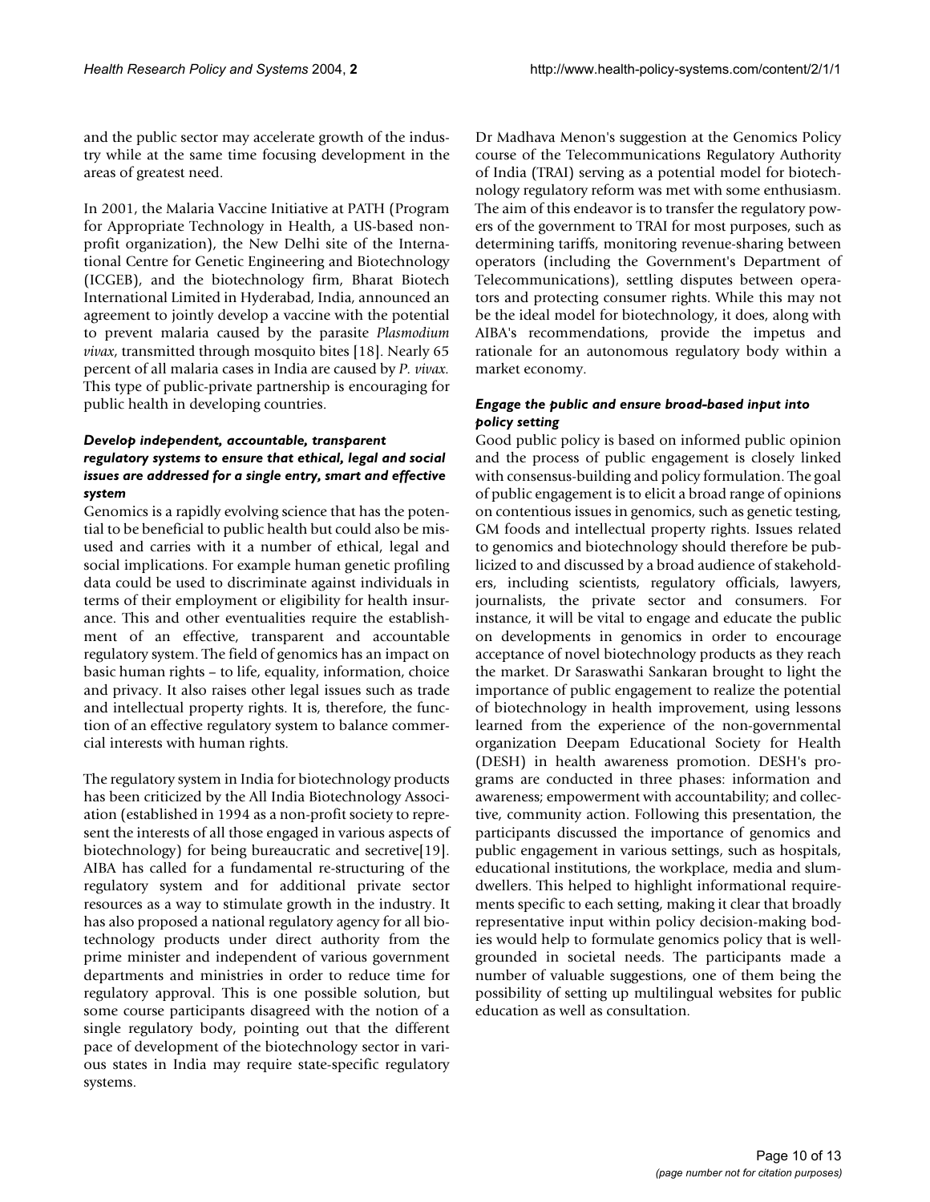and the public sector may accelerate growth of the industry while at the same time focusing development in the areas of greatest need.

In 2001, the Malaria Vaccine Initiative at PATH (Program for Appropriate Technology in Health, a US-based non-profit organization), the New Delhi site of the International Centre for Genetic Engineering and Biotechnology (ICGEB), and the biotechnology firm, Bharat Biotech International Limited in Hyderabad, India, announced an agreement to jointly develop a vaccine with the potential to prevent malaria caused by the parasite *Plasmodium vivax*, transmitted through mosquito bites [18]. Nearly 65 percent of all malaria cases in India are caused by *P. vivax.* This type of public-private partnership is encouraging for public health in developing countries.

### *Develop independent, accountable, transparent regulatory systems to ensure that ethical, legal and social issues are addressed for a single entry, smart and effective system*

Genomics is a rapidly evolving science that has the potential to be beneficial to public health but could also be misused and carries with it a number of ethical, legal and social implications. For example human genetic profiling data could be used to discriminate against individuals in terms of their employment or eligibility for health insurance. This and other eventualities require the establishment of an effective, transparent and accountable regulatory system. The field of genomics has an impact on basic human rights – to life, equality, information, choice and privacy. It also raises other legal issues such as trade and intellectual property rights. It is, therefore, the function of an effective regulatory system to balance commercial interests with human rights.

The regulatory system in India for biotechnology products has been criticized by the All India Biotechnology Association (established in 1994 as a non-profit society to represent the interests of all those engaged in various aspects of biotechnology) for being bureaucratic and secretive[19]. AIBA has called for a fundamental re-structuring of the regulatory system and for additional private sector resources as a way to stimulate growth in the industry. It has also proposed a national regulatory agency for all biotechnology products under direct authority from the prime minister and independent of various government departments and ministries in order to reduce time for regulatory approval. This is one possible solution, but some course participants disagreed with the notion of a single regulatory body, pointing out that the different pace of development of the biotechnology sector in various states in India may require state-specific regulatory systems.

Dr Madhava Menon's suggestion at the Genomics Policy course of the Telecommunications Regulatory Authority of India (TRAI) serving as a potential model for biotechnology regulatory reform was met with some enthusiasm. The aim of this endeavor is to transfer the regulatory powers of the government to TRAI for most purposes, such as determining tariffs, monitoring revenue-sharing between operators (including the Government's Department of Telecommunications), settling disputes between operators and protecting consumer rights. While this may not be the ideal model for biotechnology, it does, along with AIBA's recommendations, provide the impetus and rationale for an autonomous regulatory body within a market economy.

### *Engage the public and ensure broad-based input into policy setting*

Good public policy is based on informed public opinion and the process of public engagement is closely linked with consensus-building and policy formulation. The goal of public engagement is to elicit a broad range of opinions on contentious issues in genomics, such as genetic testing, GM foods and intellectual property rights. Issues related to genomics and biotechnology should therefore be publicized to and discussed by a broad audience of stakeholders, including scientists, regulatory officials, lawyers, journalists, the private sector and consumers. For instance, it will be vital to engage and educate the public on developments in genomics in order to encourage acceptance of novel biotechnology products as they reach the market. Dr Saraswathi Sankaran brought to light the importance of public engagement to realize the potential of biotechnology in health improvement, using lessons learned from the experience of the non-governmental organization Deepam Educational Society for Health (DESH) in health awareness promotion. DESH's programs are conducted in three phases: information and awareness; empowerment with accountability; and collective, community action. Following this presentation, the participants discussed the importance of genomics and public engagement in various settings, such as hospitals, educational institutions, the workplace, media and slum-dwellers. This helped to highlight informational requirements specific to each setting, making it clear that broadly representative input within policy decision-making bodies would help to formulate genomics policy that is well-grounded in societal needs. The participants made a number of valuable suggestions, one of them being the possibility of setting up multilingual websites for public education as well as consultation.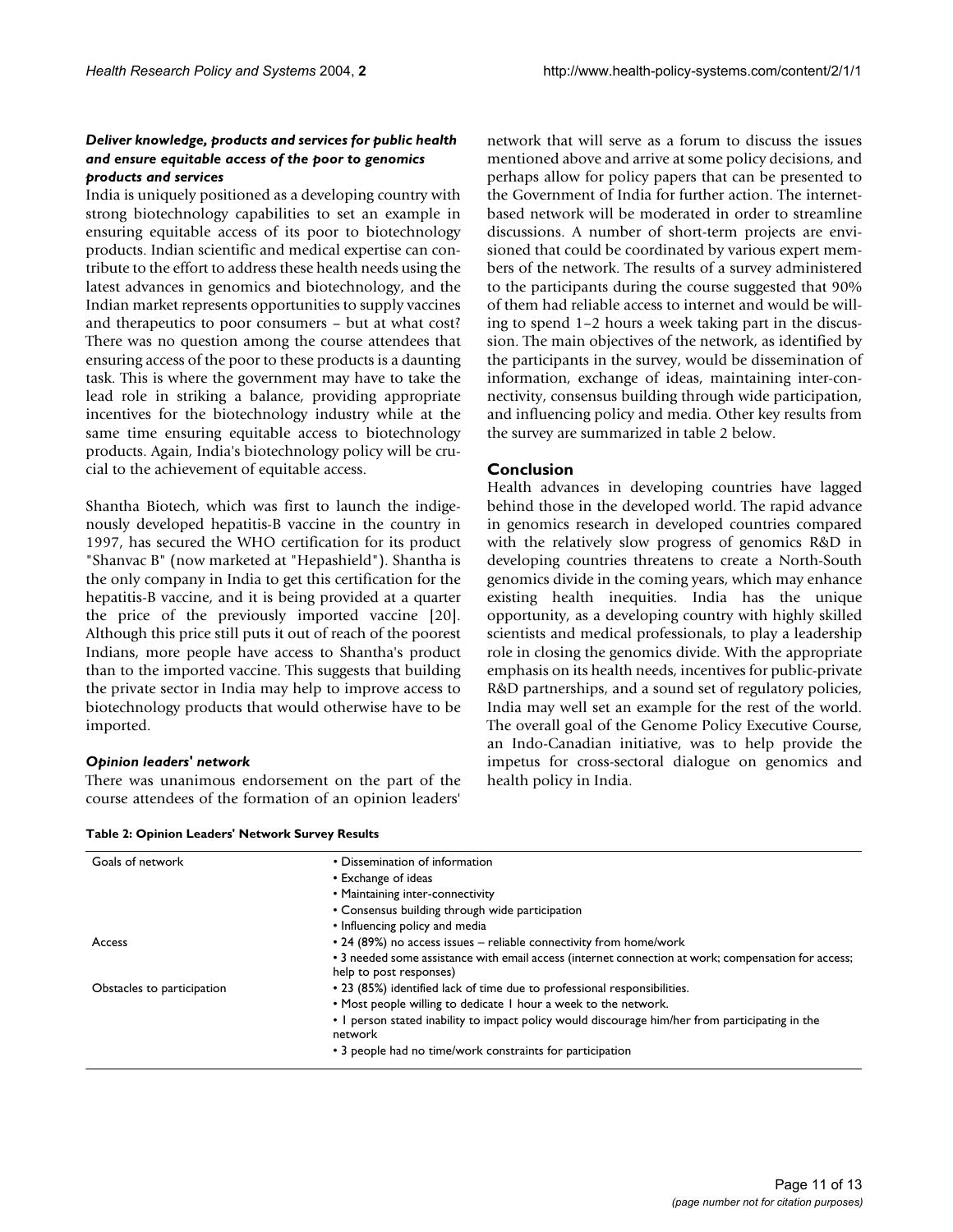### *Deliver knowledge, products and services for public health and ensure equitable access of the poor to genomics products and services*

India is uniquely positioned as a developing country with strong biotechnology capabilities to set an example in ensuring equitable access of its poor to biotechnology products. Indian scientific and medical expertise can contribute to the effort to address these health needs using the latest advances in genomics and biotechnology, and the Indian market represents opportunities to supply vaccines and therapeutics to poor consumers – but at what cost? There was no question among the course attendees that ensuring access of the poor to these products is a daunting task. This is where the government may have to take the lead role in striking a balance, providing appropriate incentives for the biotechnology industry while at the same time ensuring equitable access to biotechnology products. Again, India's biotechnology policy will be crucial to the achievement of equitable access.

Shantha Biotech, which was first to launch the indigenously developed hepatitis-B vaccine in the country in 1997, has secured the WHO certification for its product "Shanvac B" (now marketed at "Hepashield"). Shantha is the only company in India to get this certification for the hepatitis-B vaccine, and it is being provided at a quarter the price of the previously imported vaccine [20]. Although this price still puts it out of reach of the poorest Indians, more people have access to Shantha's product than to the imported vaccine. This suggests that building the private sector in India may help to improve access to biotechnology products that would otherwise have to be imported.

### *Opinion leaders' network*

There was unanimous endorsement on the part of the course attendees of the formation of an opinion leaders' network that will serve as a forum to discuss the issues mentioned above and arrive at some policy decisions, and perhaps allow for policy papers that can be presented to the Government of India for further action. The internet-based network will be moderated in order to streamline discussions. A number of short-term projects are envisioned that could be coordinated by various expert members of the network. The results of a survey administered to the participants during the course suggested that 90% of them had reliable access to internet and would be willing to spend 1–2 hours a week taking part in the discussion. The main objectives of the network, as identified by the participants in the survey, would be dissemination of information, exchange of ideas, maintaining inter-connectivity, consensus building through wide participation, and influencing policy and media. Other key results from the survey are summarized in table 2 below.

## Conclusion

Health advances in developing countries have lagged behind those in the developed world. The rapid advance in genomics research in developed countries compared with the relatively slow progress of genomics R&D in developing countries threatens to create a North-South genomics divide in the coming years, which may enhance existing health inequities. India has the unique opportunity, as a developing country with highly skilled scientists and medical professionals, to play a leadership role in closing the genomics divide. With the appropriate emphasis on its health needs, incentives for public-private R&D partnerships, and a sound set of regulatory policies, India may well set an example for the rest of the world. The overall goal of the Genome Policy Executive Course, an Indo-Canadian initiative, was to help provide the impetus for cross-sectoral dialogue on genomics and health policy in India.

**Table 2: Opinion Leaders' Network Survey Results**

| | |
|---|---|
| Goals of network | • Dissemination of information |
| | • Exchange of ideas |
| | • Maintaining inter-connectivity |
| | • Consensus building through wide participation |
| | • Influencing policy and media |
| Access | • 24 (89%) no access issues – reliable connectivity from home/work |
| | • 3 needed some assistance with email access (internet connection at work; compensation for access; help to post responses) |
| Obstacles to participation | • 23 (85%) identified lack of time due to professional responsibilities. |
| | • Most people willing to dedicate 1 hour a week to the network. |
| | • 1 person stated inability to impact policy would discourage him/her from participating in the network |
| | • 3 people had no time/work constraints for participation |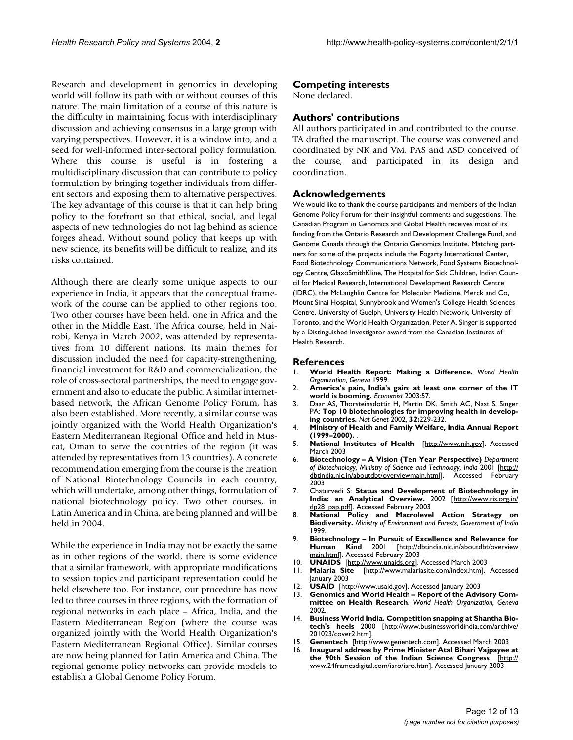Research and development in genomics in developing world will follow its path with or without courses of this nature. The main limitation of a course of this nature is the difficulty in maintaining focus with interdisciplinary discussion and achieving consensus in a large group with varying perspectives. However, it is a window into, and a seed for well-informed inter-sectoral policy formulation. Where this course is useful is in fostering a multidisciplinary discussion that can contribute to policy formulation by bringing together individuals from different sectors and exposing them to alternative perspectives. The key advantage of this course is that it can help bring policy to the forefront so that ethical, social, and legal aspects of new technologies do not lag behind as science forges ahead. Without sound policy that keeps up with new science, its benefits will be difficult to realize, and its risks contained.

Although there are clearly some unique aspects to our experience in India, it appears that the conceptual framework of the course can be applied to other regions too. Two other courses have been held, one in Africa and the other in the Middle East. The Africa course, held in Nairobi, Kenya in March 2002, was attended by representatives from 10 different nations. Its main themes for discussion included the need for capacity-strengthening, financial investment for R&D and commercialization, the role of cross-sectoral partnerships, the need to engage government and also to educate the public. A similar internet-based network, the African Genome Policy Forum, has also been established. More recently, a similar course was jointly organized with the World Health Organization's Eastern Mediterranean Regional Office and held in Muscat, Oman to serve the countries of the region (it was attended by representatives from 13 countries). A concrete recommendation emerging from the course is the creation of National Biotechnology Councils in each country, which will undertake, among other things, formulation of national biotechnology policy. Two other courses, in Latin America and in China, are being planned and will be held in 2004.

While the experience in India may not be exactly the same as in other regions of the world, there is some evidence that a similar framework, with appropriate modifications to session topics and participant representation could be held elsewhere too. For instance, our procedure has now led to three courses in three regions, with the formation of regional networks in each place – Africa, India, and the Eastern Mediterranean Region (where the course was organized jointly with the World Health Organization's Eastern Mediterranean Regional Office). Similar courses are now being planned for Latin America and China. The regional genome policy networks can provide models to establish a Global Genome Policy Forum.

## Competing interests

None declared.

## Authors' contributions

All authors participated in and contributed to the course. TA drafted the manuscript. The course was convened and coordinated by NK and VM. PAS and ASD conceived of the course, and participated in its design and coordination.

## Acknowledgements

We would like to thank the course participants and members of the Indian Genome Policy Forum for their insightful comments and suggestions. The Canadian Program in Genomics and Global Health receives most of its funding from the Ontario Research and Development Challenge Fund, and Genome Canada through the Ontario Genomics Institute. Matching partners for some of the projects include the Fogarty International Center, Food Biotechnology Communications Network, Food Systems Biotechnology Centre, GlaxoSmithKline, The Hospital for Sick Children, Indian Council for Medical Research, International Development Research Centre (IDRC), the McLaughlin Centre for Molecular Medicine, Merck and Co, Mount Sinai Hospital, Sunnybrook and Women's College Health Sciences Centre, University of Guelph, University Health Network, University of Toronto, and the World Health Organization. Peter A. Singer is supported by a Distinguished Investigator award from the Canadian Institutes of Health Research.

## References

1. **World Health Report: Making a Difference.** *World Health Organization, Geneva* 1999.
2. **America's pain, India's gain; at least one corner of the IT world is booming.** *Economist* 2003:57.
3. Daar AS, Thorsteinsdottir H, Martin DK, Smith AC, Nast S, Singer PA: **Top 10 biotechnologies for improving health in developing countries.** *Nat Genet* 2002, **32:**229-232.
4. **Ministry of Health and Family Welfare, India Annual Report (1999–2000).** .
5. **National Institutes of Health** [http://www.nih.gov]. Accessed March 2003
6. **Biotechnology – A Vision (Ten Year Perspective)** *Department of Biotechnology, Ministry of Science and Technology, India* 2001 [http://dbtindia.nic.in/aboutdbt/overviewmain.html]. Accessed February 2003
7. Chaturvedi S: **Status and Development of Biotechnology in India: an Analytical Overview.** 2002 [http://www.ris.org.in/dp28_pap.pdf]. Accessed February 2003
8. **National Policy and Macrolevel Action Strategy on Biodiversity.** *Ministry of Environment and Forests, Government of India* 1999.
9. **Biotechnology – In Pursuit of Excellence and Relevance for Human Kind** 2001 [http://dbtindia.nic.in/aboutdbt/overviewmain.html]. Accessed February 2003
10. **UNAIDS** [http://www.unaids.org]. Accessed March 2003
11. **Malaria Site** [http://www.malariasite.com/index.htm]. Accessed January 2003
12. **USAID** [http://www.usaid.gov]. Accessed January 2003
13. **Genomics and World Health – Report of the Advisory Committee on Health Research.** *World Health Organization, Geneva* 2002.
14. **Business World India. Competition snapping at Shantha Biotech's heels** 2000 [http://www.businessworldindia.com/archive/201023/cover2.htm].
15. **Genentech** [http://www.genentech.com]. Accessed March 2003
16. **Inaugural address by Prime Minister Atal Bihari Vajpayee at the 90th Session of the Indian Science Congress** [http://www.24framesdigital.com/isro/isro.htm]. Accessed January 2003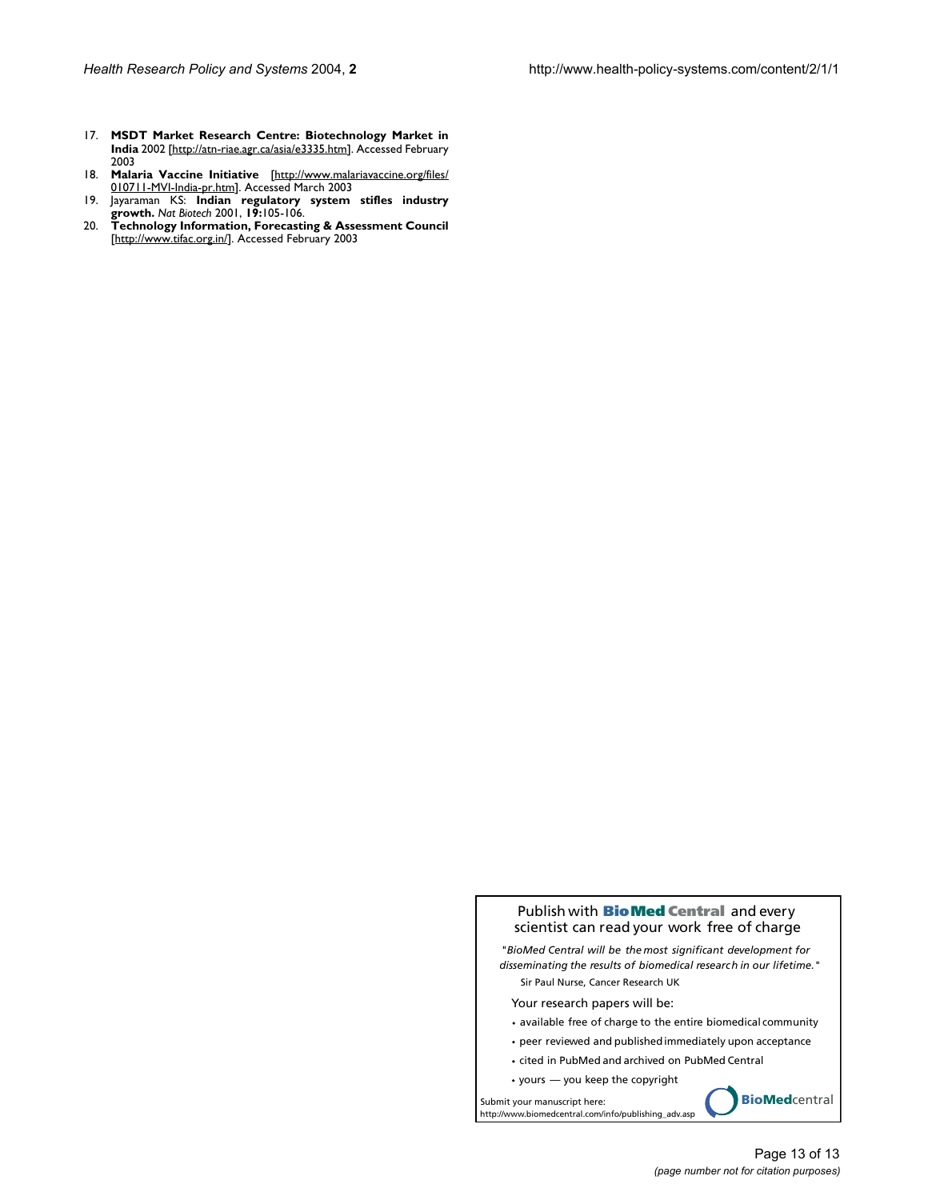17. **MSDT Market Research Centre: Biotechnology Market in India** 2002 [http://atn-riae.agr.ca/asia/e3335.htm]. Accessed February 2003
18. **Malaria Vaccine Initiative** [http://www.malariavaccine.org/files/010711-MVI-India-pr.htm]. Accessed March 2003
19. Jayaraman KS: **Indian regulatory system stifles industry growth.** *Nat Biotech* 2001, **19:**105-106.
20. **Technology Information, Forecasting & Assessment Council** [http://www.tifac.org.in/]. Accessed February 2003

Publish with **BioMed Central** and every scientist can read your work free of charge

*"BioMed Central will be the most significant development for disseminating the results of biomedical research in our lifetime."*

Sir Paul Nurse, Cancer Research UK

Your research papers will be:

- available free of charge to the entire biomedical community
- peer reviewed and published immediately upon acceptance
- cited in PubMed and archived on PubMed Central
- yours — you keep the copyright

Submit your manuscript here:
http://www.biomedcentral.com/info/publishing_adv.asp

**BioMed**central